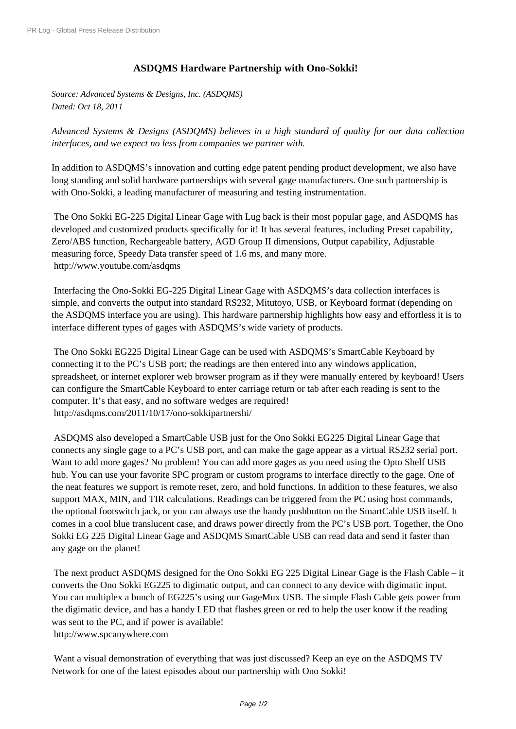## ASDQMS Hardware Partnership with Ono-Sokki!

*Source: Advanced Systems & Designs, Inc. (ASDQMS)*
*Dated: Oct 18, 2011*

*Advanced Systems & Designs (ASDQMS) believes in a high standard of quality for our data collection interfaces, and we expect no less from companies we partner with.*

In addition to ASDQMS's innovation and cutting edge patent pending product development, we also have long standing and solid hardware partnerships with several gage manufacturers. One such partnership is with Ono-Sokki, a leading manufacturer of measuring and testing instrumentation.

The Ono Sokki EG-225 Digital Linear Gage with Lug back is their most popular gage, and ASDQMS has developed and customized products specifically for it! It has several features, including Preset capability, Zero/ABS function, Rechargeable battery, AGD Group II dimensions, Output capability, Adjustable measuring force, Speedy Data transfer speed of 1.6 ms, and many more.
http://www.youtube.com/asdqms

Interfacing the Ono-Sokki EG-225 Digital Linear Gage with ASDQMS's data collection interfaces is simple, and converts the output into standard RS232, Mitutoyo, USB, or Keyboard format (depending on the ASDQMS interface you are using). This hardware partnership highlights how easy and effortless it is to interface different types of gages with ASDQMS's wide variety of products.

The Ono Sokki EG225 Digital Linear Gage can be used with ASDQMS's SmartCable Keyboard by connecting it to the PC's USB port; the readings are then entered into any windows application, spreadsheet, or internet explorer web browser program as if they were manually entered by keyboard! Users can configure the SmartCable Keyboard to enter carriage return or tab after each reading is sent to the computer. It's that easy, and no software wedges are required!
http://asdqms.com/2011/10/17/ono-sokkipartnershi/

ASDQMS also developed a SmartCable USB just for the Ono Sokki EG225 Digital Linear Gage that connects any single gage to a PC's USB port, and can make the gage appear as a virtual RS232 serial port. Want to add more gages? No problem! You can add more gages as you need using the Opto Shelf USB hub. You can use your favorite SPC program or custom programs to interface directly to the gage. One of the neat features we support is remote reset, zero, and hold functions. In addition to these features, we also support MAX, MIN, and TIR calculations. Readings can be triggered from the PC using host commands, the optional footswitch jack, or you can always use the handy pushbutton on the SmartCable USB itself. It comes in a cool blue translucent case, and draws power directly from the PC's USB port. Together, the Ono Sokki EG 225 Digital Linear Gage and ASDQMS SmartCable USB can read data and send it faster than any gage on the planet!

The next product ASDQMS designed for the Ono Sokki EG 225 Digital Linear Gage is the Flash Cable – it converts the Ono Sokki EG225 to digimatic output, and can connect to any device with digimatic input. You can multiplex a bunch of EG225's using our GageMux USB. The simple Flash Cable gets power from the digimatic device, and has a handy LED that flashes green or red to help the user know if the reading was sent to the PC, and if power is available!
http://www.spcanywhere.com

Want a visual demonstration of everything that was just discussed? Keep an eye on the ASDQMS TV Network for one of the latest episodes about our partnership with Ono Sokki!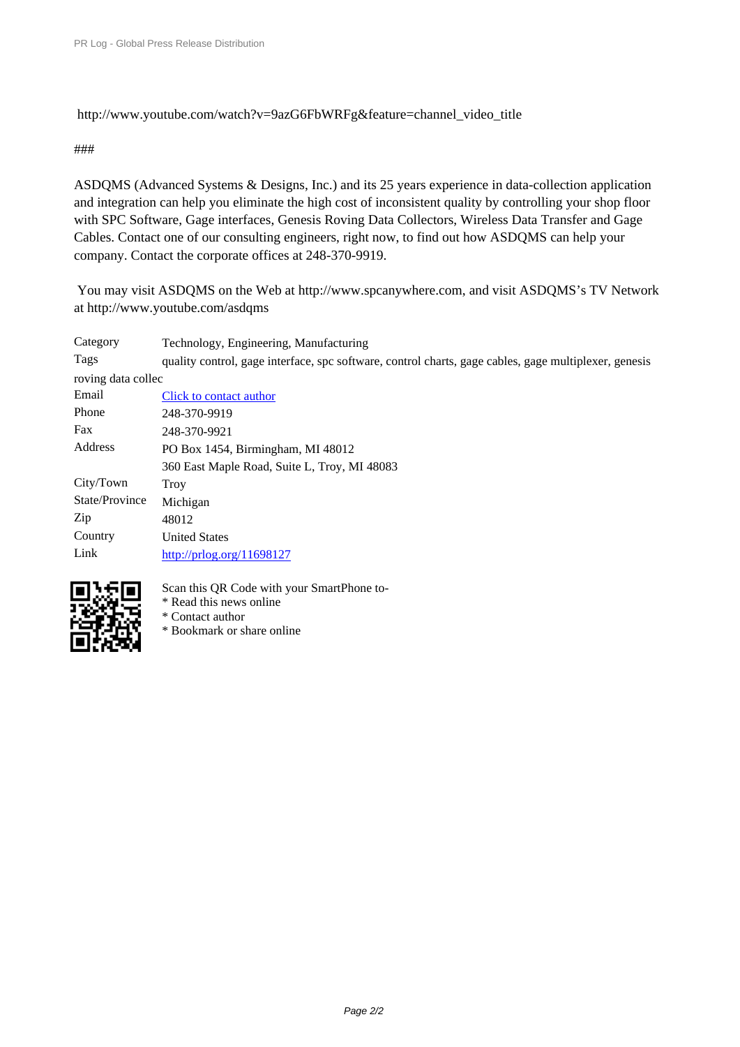http://www.youtube.com/watch?v=9azG6FbWRFg&feature=channel_video_title

###

ASDQMS (Advanced Systems & Designs, Inc.) and its 25 years experience in data-collection application and integration can help you eliminate the high cost of inconsistent quality by controlling your shop floor with SPC Software, Gage interfaces, Genesis Roving Data Collectors, Wireless Data Transfer and Gage Cables. Contact one of our consulting engineers, right now, to find out how ASDQMS can help your company. Contact the corporate offices at 248-370-9919.

You may visit ASDQMS on the Web at http://www.spcanywhere.com, and visit ASDQMS's TV Network at http://www.youtube.com/asdqms

| | |
|---|---|
| Category | Technology, Engineering, Manufacturing |
| Tags | quality control, gage interface, spc software, control charts, gage cables, gage multiplexer, genesis roving data collec |
| Email | Click to contact author |
| Phone | 248-370-9919 |
| Fax | 248-370-9921 |
| Address | PO Box 1454, Birmingham, MI 48012<br>360 East Maple Road, Suite L, Troy, MI 48083 |
| City/Town | Troy |
| State/Province | Michigan |
| Zip | 48012 |
| Country | United States |
| Link | http://prlog.org/11698127 |

Scan this QR Code with your SmartPhone to-
* Read this news online
* Contact author
* Bookmark or share online